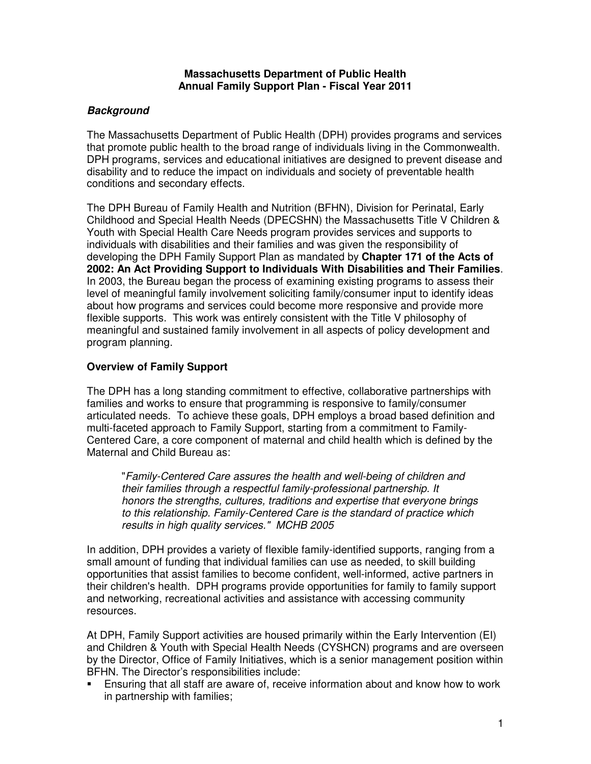# Massachusetts Department of Public Health
# Annual Family Support Plan - Fiscal Year 2011

## ***Background***

The Massachusetts Department of Public Health (DPH) provides programs and services that promote public health to the broad range of individuals living in the Commonwealth. DPH programs, services and educational initiatives are designed to prevent disease and disability and to reduce the impact on individuals and society of preventable health conditions and secondary effects.

The DPH Bureau of Family Health and Nutrition (BFHN), Division for Perinatal, Early Childhood and Special Health Needs (DPECSHN) the Massachusetts Title V Children & Youth with Special Health Care Needs program provides services and supports to individuals with disabilities and their families and was given the responsibility of developing the DPH Family Support Plan as mandated by **Chapter 171 of the Acts of 2002: An Act Providing Support to Individuals With Disabilities and Their Families**. In 2003, the Bureau began the process of examining existing programs to assess their level of meaningful family involvement soliciting family/consumer input to identify ideas about how programs and services could become more responsive and provide more flexible supports. This work was entirely consistent with the Title V philosophy of meaningful and sustained family involvement in all aspects of policy development and program planning.

## **Overview of Family Support**

The DPH has a long standing commitment to effective, collaborative partnerships with families and works to ensure that programming is responsive to family/consumer articulated needs. To achieve these goals, DPH employs a broad based definition and multi-faceted approach to Family Support, starting from a commitment to Family-Centered Care, a core component of maternal and child health which is defined by the Maternal and Child Bureau as:

> "*Family-Centered Care assures the health and well-being of children and their families through a respectful family-professional partnership. It honors the strengths, cultures, traditions and expertise that everyone brings to this relationship. Family-Centered Care is the standard of practice which results in high quality services." MCHB 2005*

In addition, DPH provides a variety of flexible family-identified supports, ranging from a small amount of funding that individual families can use as needed, to skill building opportunities that assist families to become confident, well-informed, active partners in their children's health. DPH programs provide opportunities for family to family support and networking, recreational activities and assistance with accessing community resources.

At DPH, Family Support activities are housed primarily within the Early Intervention (EI) and Children & Youth with Special Health Needs (CYSHCN) programs and are overseen by the Director, Office of Family Initiatives, which is a senior management position within BFHN. The Director's responsibilities include:

- Ensuring that all staff are aware of, receive information about and know how to work in partnership with families;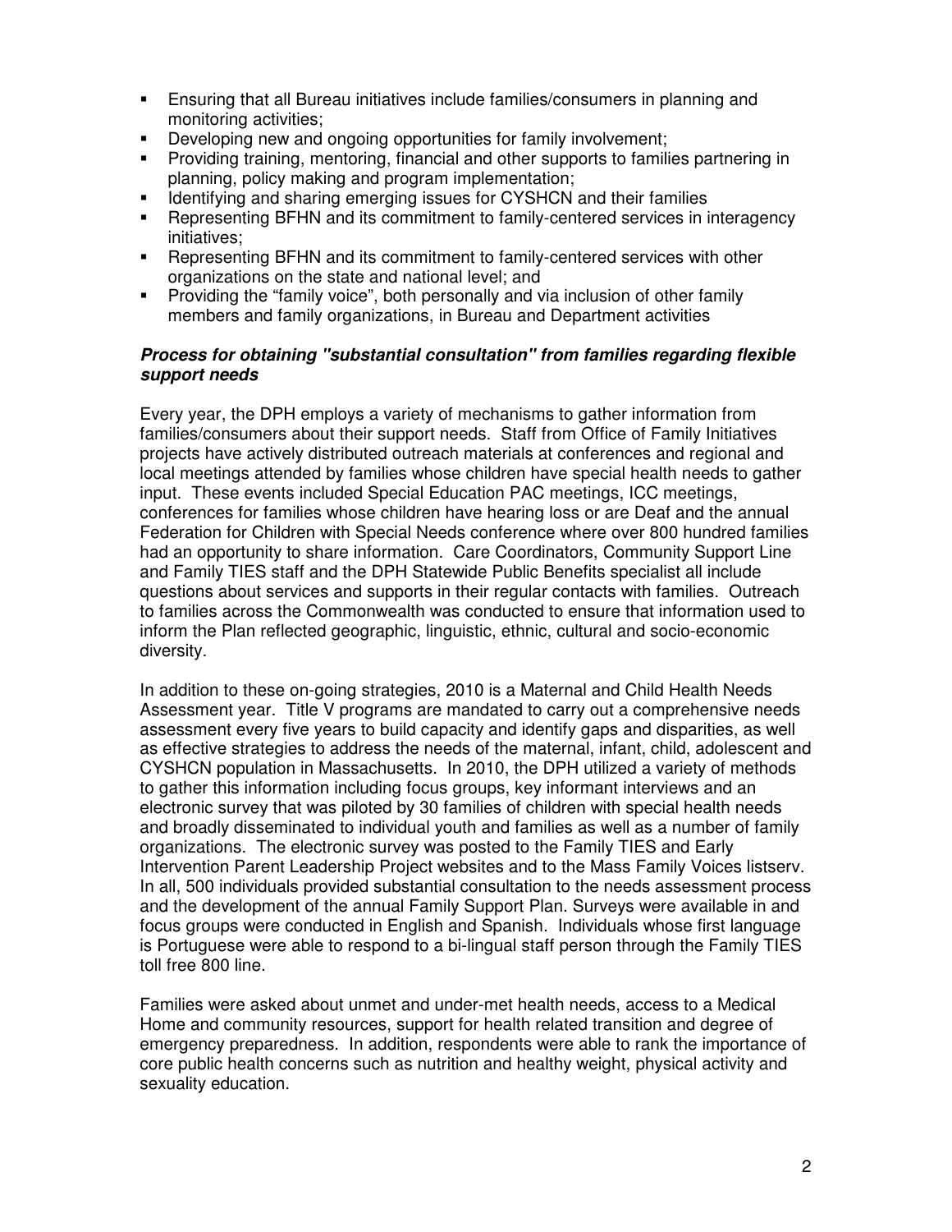- Ensuring that all Bureau initiatives include families/consumers in planning and monitoring activities;
- Developing new and ongoing opportunities for family involvement;
- Providing training, mentoring, financial and other supports to families partnering in planning, policy making and program implementation;
- Identifying and sharing emerging issues for CYSHCN and their families
- Representing BFHN and its commitment to family-centered services in interagency initiatives;
- Representing BFHN and its commitment to family-centered services with other organizations on the state and national level; and
- Providing the "family voice", both personally and via inclusion of other family members and family organizations, in Bureau and Department activities

***Process for obtaining "substantial consultation" from families regarding flexible support needs***

Every year, the DPH employs a variety of mechanisms to gather information from families/consumers about their support needs. Staff from Office of Family Initiatives projects have actively distributed outreach materials at conferences and regional and local meetings attended by families whose children have special health needs to gather input. These events included Special Education PAC meetings, ICC meetings, conferences for families whose children have hearing loss or are Deaf and the annual Federation for Children with Special Needs conference where over 800 hundred families had an opportunity to share information. Care Coordinators, Community Support Line and Family TIES staff and the DPH Statewide Public Benefits specialist all include questions about services and supports in their regular contacts with families. Outreach to families across the Commonwealth was conducted to ensure that information used to inform the Plan reflected geographic, linguistic, ethnic, cultural and socio-economic diversity.

In addition to these on-going strategies, 2010 is a Maternal and Child Health Needs Assessment year. Title V programs are mandated to carry out a comprehensive needs assessment every five years to build capacity and identify gaps and disparities, as well as effective strategies to address the needs of the maternal, infant, child, adolescent and CYSHCN population in Massachusetts. In 2010, the DPH utilized a variety of methods to gather this information including focus groups, key informant interviews and an electronic survey that was piloted by 30 families of children with special health needs and broadly disseminated to individual youth and families as well as a number of family organizations. The electronic survey was posted to the Family TIES and Early Intervention Parent Leadership Project websites and to the Mass Family Voices listserv. In all, 500 individuals provided substantial consultation to the needs assessment process and the development of the annual Family Support Plan. Surveys were available in and focus groups were conducted in English and Spanish. Individuals whose first language is Portuguese were able to respond to a bi-lingual staff person through the Family TIES toll free 800 line.

Families were asked about unmet and under-met health needs, access to a Medical Home and community resources, support for health related transition and degree of emergency preparedness. In addition, respondents were able to rank the importance of core public health concerns such as nutrition and healthy weight, physical activity and sexuality education.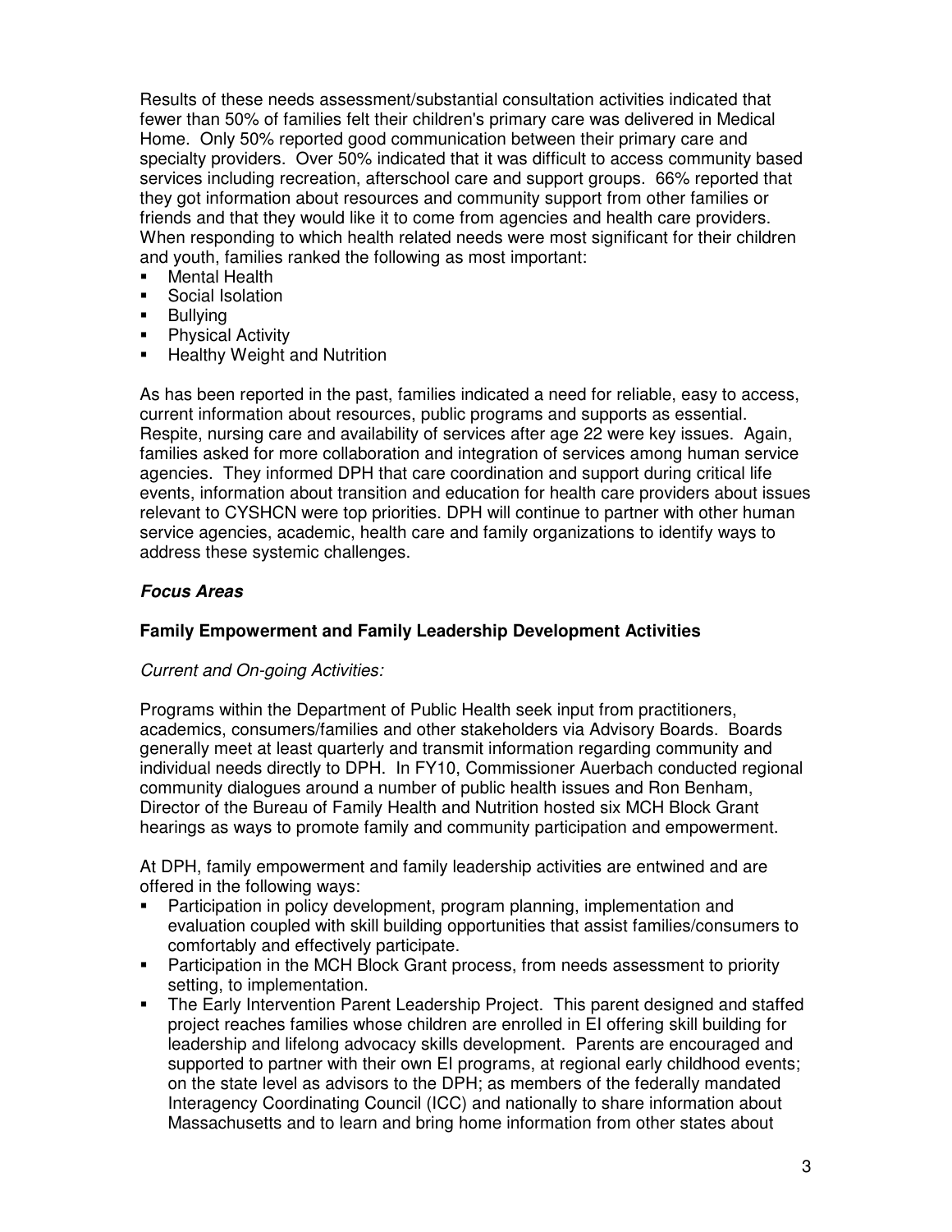Results of these needs assessment/substantial consultation activities indicated that fewer than 50% of families felt their children's primary care was delivered in Medical Home. Only 50% reported good communication between their primary care and specialty providers. Over 50% indicated that it was difficult to access community based services including recreation, afterschool care and support groups. 66% reported that they got information about resources and community support from other families or friends and that they would like it to come from agencies and health care providers. When responding to which health related needs were most significant for their children and youth, families ranked the following as most important:

- Mental Health
- Social Isolation
- Bullying
- Physical Activity
- Healthy Weight and Nutrition

As has been reported in the past, families indicated a need for reliable, easy to access, current information about resources, public programs and supports as essential. Respite, nursing care and availability of services after age 22 were key issues. Again, families asked for more collaboration and integration of services among human service agencies. They informed DPH that care coordination and support during critical life events, information about transition and education for health care providers about issues relevant to CYSHCN were top priorities. DPH will continue to partner with other human service agencies, academic, health care and family organizations to identify ways to address these systemic challenges.

***Focus Areas***

**Family Empowerment and Family Leadership Development Activities**

*Current and On-going Activities:*

Programs within the Department of Public Health seek input from practitioners, academics, consumers/families and other stakeholders via Advisory Boards. Boards generally meet at least quarterly and transmit information regarding community and individual needs directly to DPH. In FY10, Commissioner Auerbach conducted regional community dialogues around a number of public health issues and Ron Benham, Director of the Bureau of Family Health and Nutrition hosted six MCH Block Grant hearings as ways to promote family and community participation and empowerment.

At DPH, family empowerment and family leadership activities are entwined and are offered in the following ways:

- Participation in policy development, program planning, implementation and evaluation coupled with skill building opportunities that assist families/consumers to comfortably and effectively participate.
- Participation in the MCH Block Grant process, from needs assessment to priority setting, to implementation.
- The Early Intervention Parent Leadership Project. This parent designed and staffed project reaches families whose children are enrolled in EI offering skill building for leadership and lifelong advocacy skills development. Parents are encouraged and supported to partner with their own EI programs, at regional early childhood events; on the state level as advisors to the DPH; as members of the federally mandated Interagency Coordinating Council (ICC) and nationally to share information about Massachusetts and to learn and bring home information from other states about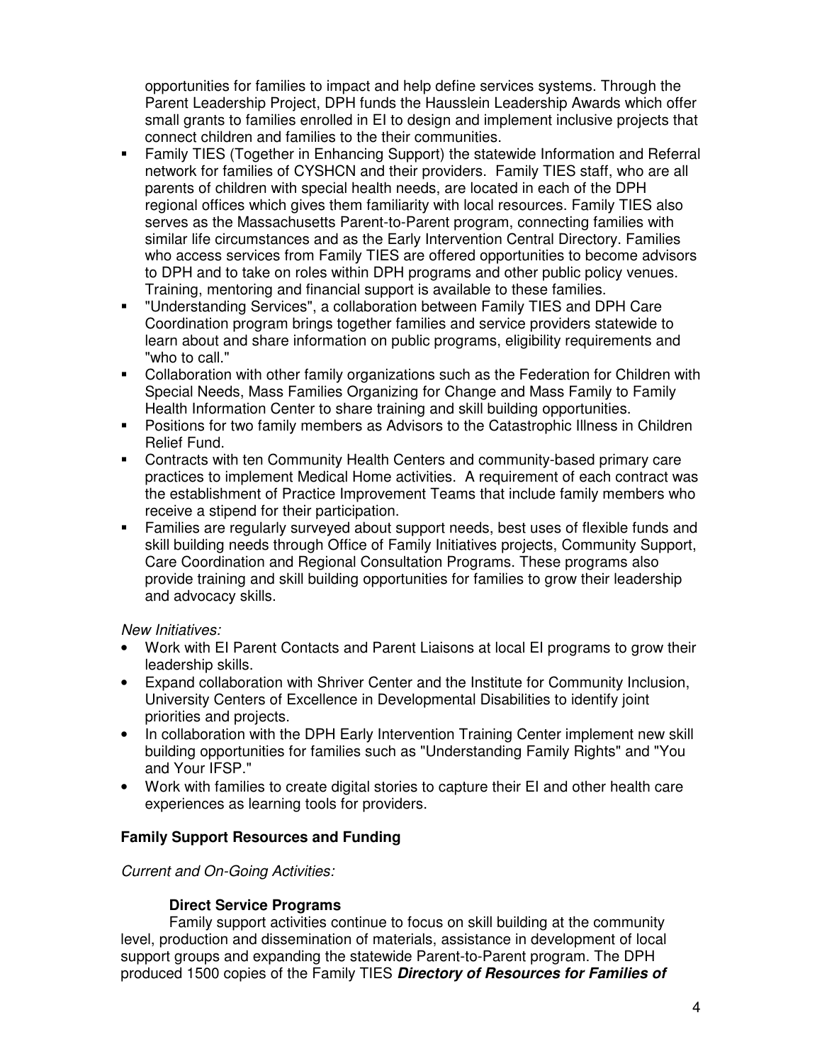opportunities for families to impact and help define services systems. Through the Parent Leadership Project, DPH funds the Hausslein Leadership Awards which offer small grants to families enrolled in EI to design and implement inclusive projects that connect children and families to the their communities.

- Family TIES (Together in Enhancing Support) the statewide Information and Referral network for families of CYSHCN and their providers. Family TIES staff, who are all parents of children with special health needs, are located in each of the DPH regional offices which gives them familiarity with local resources. Family TIES also serves as the Massachusetts Parent-to-Parent program, connecting families with similar life circumstances and as the Early Intervention Central Directory. Families who access services from Family TIES are offered opportunities to become advisors to DPH and to take on roles within DPH programs and other public policy venues. Training, mentoring and financial support is available to these families.
- "Understanding Services", a collaboration between Family TIES and DPH Care Coordination program brings together families and service providers statewide to learn about and share information on public programs, eligibility requirements and "who to call."
- Collaboration with other family organizations such as the Federation for Children with Special Needs, Mass Families Organizing for Change and Mass Family to Family Health Information Center to share training and skill building opportunities.
- Positions for two family members as Advisors to the Catastrophic Illness in Children Relief Fund.
- Contracts with ten Community Health Centers and community-based primary care practices to implement Medical Home activities. A requirement of each contract was the establishment of Practice Improvement Teams that include family members who receive a stipend for their participation.
- Families are regularly surveyed about support needs, best uses of flexible funds and skill building needs through Office of Family Initiatives projects, Community Support, Care Coordination and Regional Consultation Programs. These programs also provide training and skill building opportunities for families to grow their leadership and advocacy skills.

*New Initiatives:*

- Work with EI Parent Contacts and Parent Liaisons at local EI programs to grow their leadership skills.
- Expand collaboration with Shriver Center and the Institute for Community Inclusion, University Centers of Excellence in Developmental Disabilities to identify joint priorities and projects.
- In collaboration with the DPH Early Intervention Training Center implement new skill building opportunities for families such as "Understanding Family Rights" and "You and Your IFSP."
- Work with families to create digital stories to capture their EI and other health care experiences as learning tools for providers.

**Family Support Resources and Funding**

*Current and On-Going Activities:*

**Direct Service Programs**

Family support activities continue to focus on skill building at the community level, production and dissemination of materials, assistance in development of local support groups and expanding the statewide Parent-to-Parent program. The DPH produced 1500 copies of the Family TIES ***Directory of Resources for Families of***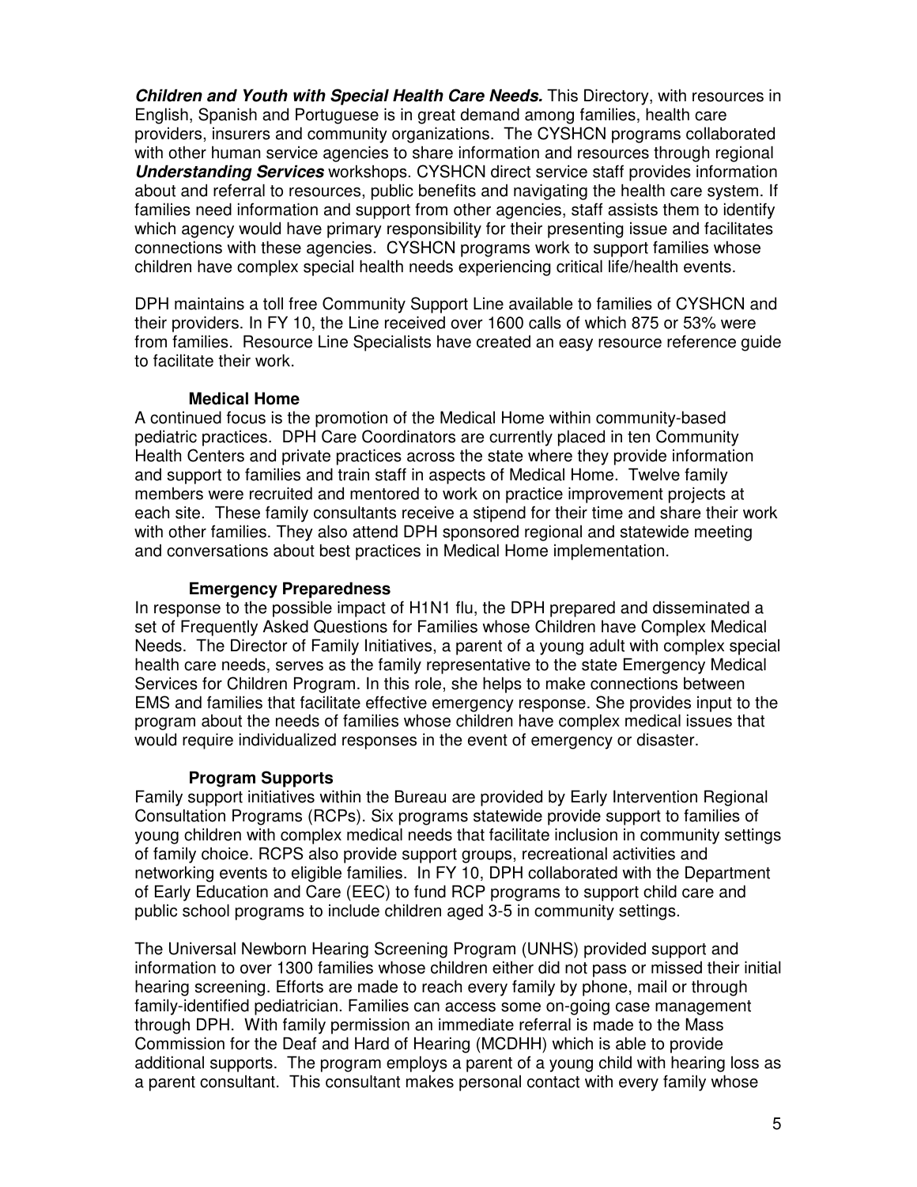***Children and Youth with Special Health Care Needs.*** This Directory, with resources in English, Spanish and Portuguese is in great demand among families, health care providers, insurers and community organizations. The CYSHCN programs collaborated with other human service agencies to share information and resources through regional ***Understanding Services*** workshops. CYSHCN direct service staff provides information about and referral to resources, public benefits and navigating the health care system. If families need information and support from other agencies, staff assists them to identify which agency would have primary responsibility for their presenting issue and facilitates connections with these agencies. CYSHCN programs work to support families whose children have complex special health needs experiencing critical life/health events.

DPH maintains a toll free Community Support Line available to families of CYSHCN and their providers. In FY 10, the Line received over 1600 calls of which 875 or 53% were from families. Resource Line Specialists have created an easy resource reference guide to facilitate their work.

**Medical Home**

A continued focus is the promotion of the Medical Home within community-based pediatric practices. DPH Care Coordinators are currently placed in ten Community Health Centers and private practices across the state where they provide information and support to families and train staff in aspects of Medical Home. Twelve family members were recruited and mentored to work on practice improvement projects at each site. These family consultants receive a stipend for their time and share their work with other families. They also attend DPH sponsored regional and statewide meeting and conversations about best practices in Medical Home implementation.

**Emergency Preparedness**

In response to the possible impact of H1N1 flu, the DPH prepared and disseminated a set of Frequently Asked Questions for Families whose Children have Complex Medical Needs. The Director of Family Initiatives, a parent of a young adult with complex special health care needs, serves as the family representative to the state Emergency Medical Services for Children Program. In this role, she helps to make connections between EMS and families that facilitate effective emergency response. She provides input to the program about the needs of families whose children have complex medical issues that would require individualized responses in the event of emergency or disaster.

**Program Supports**

Family support initiatives within the Bureau are provided by Early Intervention Regional Consultation Programs (RCPs). Six programs statewide provide support to families of young children with complex medical needs that facilitate inclusion in community settings of family choice. RCPS also provide support groups, recreational activities and networking events to eligible families. In FY 10, DPH collaborated with the Department of Early Education and Care (EEC) to fund RCP programs to support child care and public school programs to include children aged 3-5 in community settings.

The Universal Newborn Hearing Screening Program (UNHS) provided support and information to over 1300 families whose children either did not pass or missed their initial hearing screening. Efforts are made to reach every family by phone, mail or through family-identified pediatrician. Families can access some on-going case management through DPH. With family permission an immediate referral is made to the Mass Commission for the Deaf and Hard of Hearing (MCDHH) which is able to provide additional supports. The program employs a parent of a young child with hearing loss as a parent consultant. This consultant makes personal contact with every family whose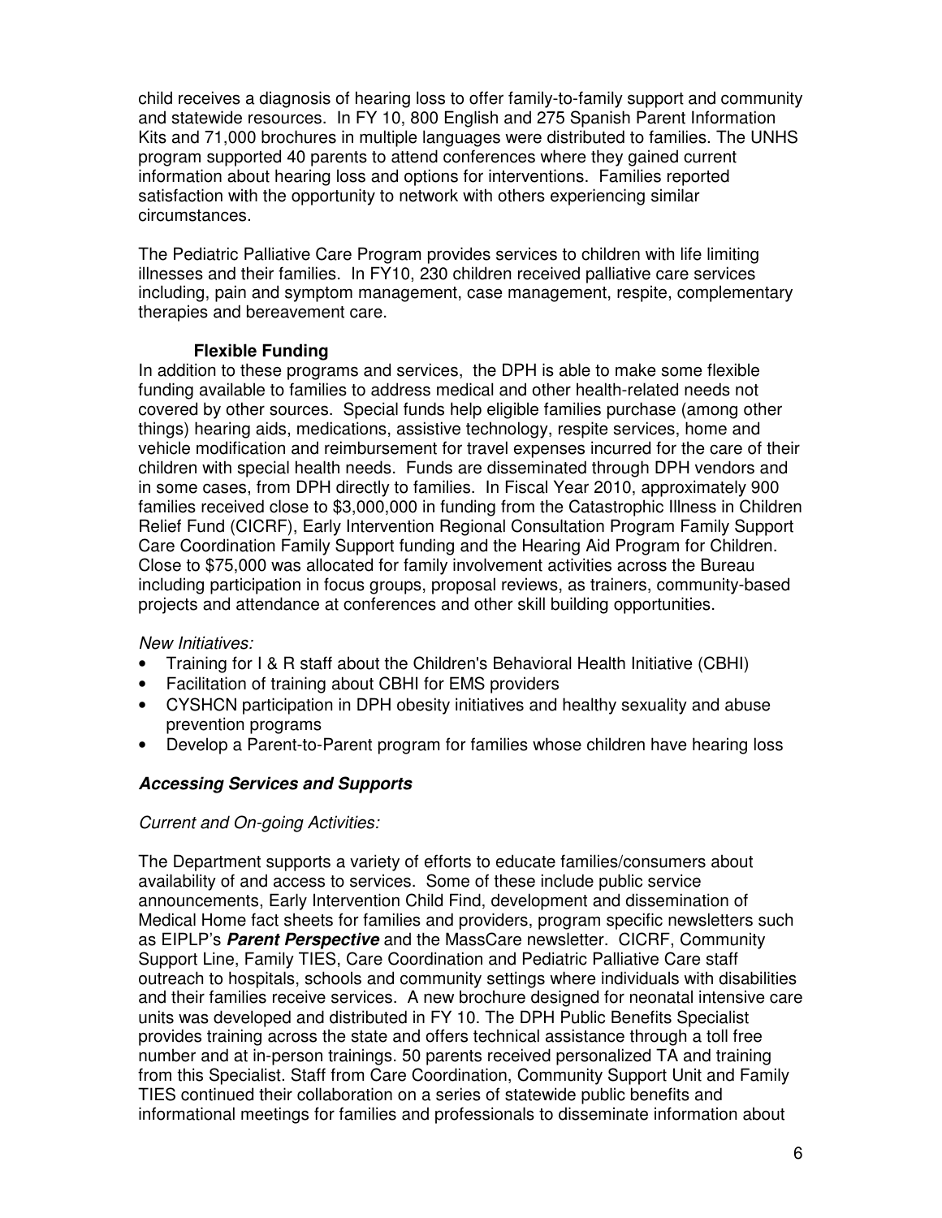child receives a diagnosis of hearing loss to offer family-to-family support and community and statewide resources. In FY 10, 800 English and 275 Spanish Parent Information Kits and 71,000 brochures in multiple languages were distributed to families. The UNHS program supported 40 parents to attend conferences where they gained current information about hearing loss and options for interventions. Families reported satisfaction with the opportunity to network with others experiencing similar circumstances.

The Pediatric Palliative Care Program provides services to children with life limiting illnesses and their families. In FY10, 230 children received palliative care services including, pain and symptom management, case management, respite, complementary therapies and bereavement care.

**Flexible Funding**

In addition to these programs and services, the DPH is able to make some flexible funding available to families to address medical and other health-related needs not covered by other sources. Special funds help eligible families purchase (among other things) hearing aids, medications, assistive technology, respite services, home and vehicle modification and reimbursement for travel expenses incurred for the care of their children with special health needs. Funds are disseminated through DPH vendors and in some cases, from DPH directly to families. In Fiscal Year 2010, approximately 900 families received close to $3,000,000 in funding from the Catastrophic Illness in Children Relief Fund (CICRF), Early Intervention Regional Consultation Program Family Support Care Coordination Family Support funding and the Hearing Aid Program for Children. Close to $75,000 was allocated for family involvement activities across the Bureau including participation in focus groups, proposal reviews, as trainers, community-based projects and attendance at conferences and other skill building opportunities.

*New Initiatives:*

- Training for I & R staff about the Children's Behavioral Health Initiative (CBHI)
- Facilitation of training about CBHI for EMS providers
- CYSHCN participation in DPH obesity initiatives and healthy sexuality and abuse prevention programs
- Develop a Parent-to-Parent program for families whose children have hearing loss

### ***Accessing Services and Supports***

*Current and On-going Activities:*

The Department supports a variety of efforts to educate families/consumers about availability of and access to services. Some of these include public service announcements, Early Intervention Child Find, development and dissemination of Medical Home fact sheets for families and providers, program specific newsletters such as EIPLP's ***Parent Perspective*** and the MassCare newsletter. CICRF, Community Support Line, Family TIES, Care Coordination and Pediatric Palliative Care staff outreach to hospitals, schools and community settings where individuals with disabilities and their families receive services. A new brochure designed for neonatal intensive care units was developed and distributed in FY 10. The DPH Public Benefits Specialist provides training across the state and offers technical assistance through a toll free number and at in-person trainings. 50 parents received personalized TA and training from this Specialist. Staff from Care Coordination, Community Support Unit and Family TIES continued their collaboration on a series of statewide public benefits and informational meetings for families and professionals to disseminate information about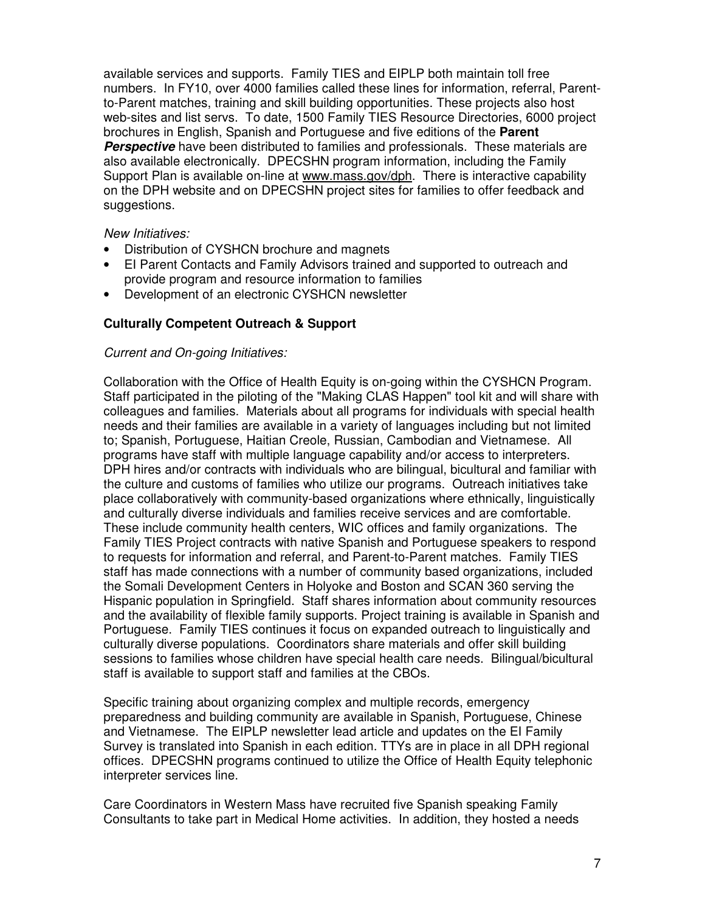available services and supports. Family TIES and EIPLP both maintain toll free numbers. In FY10, over 4000 families called these lines for information, referral, Parent-to-Parent matches, training and skill building opportunities. These projects also host web-sites and list servs. To date, 1500 Family TIES Resource Directories, 6000 project brochures in English, Spanish and Portuguese and five editions of the **Parent *Perspective*** have been distributed to families and professionals. These materials are also available electronically. DPECSHN program information, including the Family Support Plan is available on-line at www.mass.gov/dph. There is interactive capability on the DPH website and on DPECSHN project sites for families to offer feedback and suggestions.

*New Initiatives:*

- Distribution of CYSHCN brochure and magnets
- EI Parent Contacts and Family Advisors trained and supported to outreach and provide program and resource information to families
- Development of an electronic CYSHCN newsletter

**Culturally Competent Outreach & Support**

*Current and On-going Initiatives:*

Collaboration with the Office of Health Equity is on-going within the CYSHCN Program. Staff participated in the piloting of the "Making CLAS Happen" tool kit and will share with colleagues and families. Materials about all programs for individuals with special health needs and their families are available in a variety of languages including but not limited to; Spanish, Portuguese, Haitian Creole, Russian, Cambodian and Vietnamese. All programs have staff with multiple language capability and/or access to interpreters. DPH hires and/or contracts with individuals who are bilingual, bicultural and familiar with the culture and customs of families who utilize our programs. Outreach initiatives take place collaboratively with community-based organizations where ethnically, linguistically and culturally diverse individuals and families receive services and are comfortable. These include community health centers, WIC offices and family organizations. The Family TIES Project contracts with native Spanish and Portuguese speakers to respond to requests for information and referral, and Parent-to-Parent matches. Family TIES staff has made connections with a number of community based organizations, included the Somali Development Centers in Holyoke and Boston and SCAN 360 serving the Hispanic population in Springfield. Staff shares information about community resources and the availability of flexible family supports. Project training is available in Spanish and Portuguese. Family TIES continues it focus on expanded outreach to linguistically and culturally diverse populations. Coordinators share materials and offer skill building sessions to families whose children have special health care needs. Bilingual/bicultural staff is available to support staff and families at the CBOs.

Specific training about organizing complex and multiple records, emergency preparedness and building community are available in Spanish, Portuguese, Chinese and Vietnamese. The EIPLP newsletter lead article and updates on the EI Family Survey is translated into Spanish in each edition. TTYs are in place in all DPH regional offices. DPECSHN programs continued to utilize the Office of Health Equity telephonic interpreter services line.

Care Coordinators in Western Mass have recruited five Spanish speaking Family Consultants to take part in Medical Home activities. In addition, they hosted a needs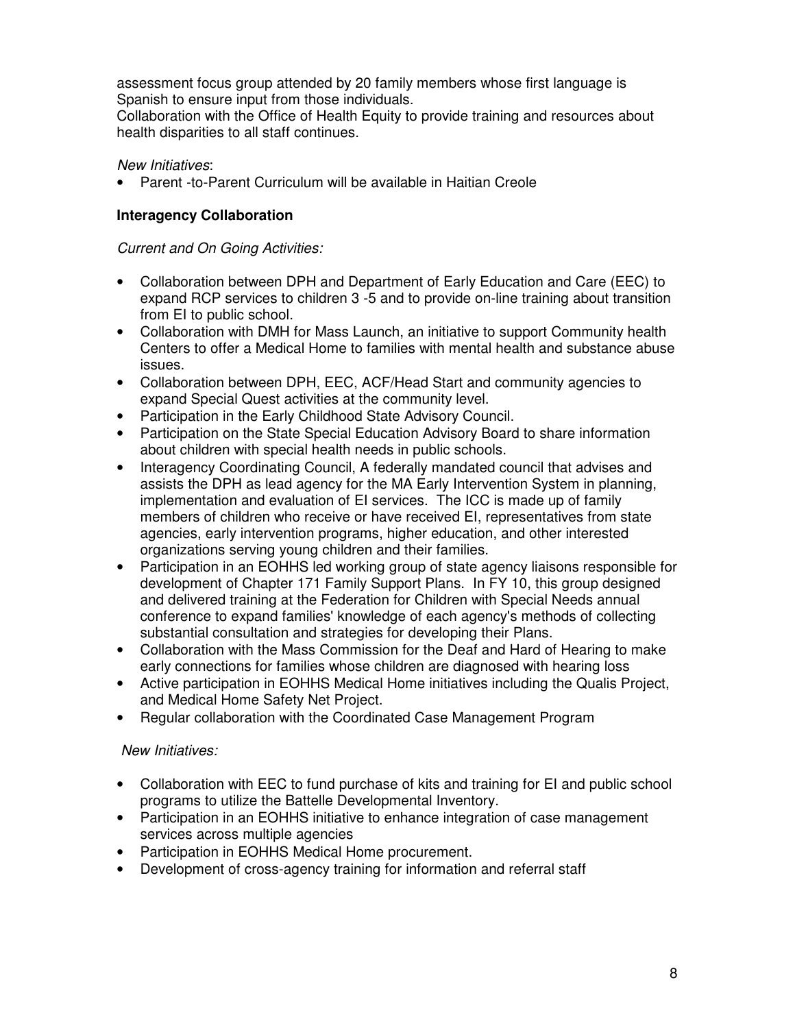assessment focus group attended by 20 family members whose first language is Spanish to ensure input from those individuals.
Collaboration with the Office of Health Equity to provide training and resources about health disparities to all staff continues.

*New Initiatives*:

- Parent -to-Parent Curriculum will be available in Haitian Creole

**Interagency Collaboration**

*Current and On Going Activities:*

- Collaboration between DPH and Department of Early Education and Care (EEC) to expand RCP services to children 3 -5 and to provide on-line training about transition from EI to public school.
- Collaboration with DMH for Mass Launch, an initiative to support Community health Centers to offer a Medical Home to families with mental health and substance abuse issues.
- Collaboration between DPH, EEC, ACF/Head Start and community agencies to expand Special Quest activities at the community level.
- Participation in the Early Childhood State Advisory Council.
- Participation on the State Special Education Advisory Board to share information about children with special health needs in public schools.
- Interagency Coordinating Council, A federally mandated council that advises and assists the DPH as lead agency for the MA Early Intervention System in planning, implementation and evaluation of EI services. The ICC is made up of family members of children who receive or have received EI, representatives from state agencies, early intervention programs, higher education, and other interested organizations serving young children and their families.
- Participation in an EOHHS led working group of state agency liaisons responsible for development of Chapter 171 Family Support Plans. In FY 10, this group designed and delivered training at the Federation for Children with Special Needs annual conference to expand families' knowledge of each agency's methods of collecting substantial consultation and strategies for developing their Plans.
- Collaboration with the Mass Commission for the Deaf and Hard of Hearing to make early connections for families whose children are diagnosed with hearing loss
- Active participation in EOHHS Medical Home initiatives including the Qualis Project, and Medical Home Safety Net Project.
- Regular collaboration with the Coordinated Case Management Program

*New Initiatives:*

- Collaboration with EEC to fund purchase of kits and training for EI and public school programs to utilize the Battelle Developmental Inventory.
- Participation in an EOHHS initiative to enhance integration of case management services across multiple agencies
- Participation in EOHHS Medical Home procurement.
- Development of cross-agency training for information and referral staff